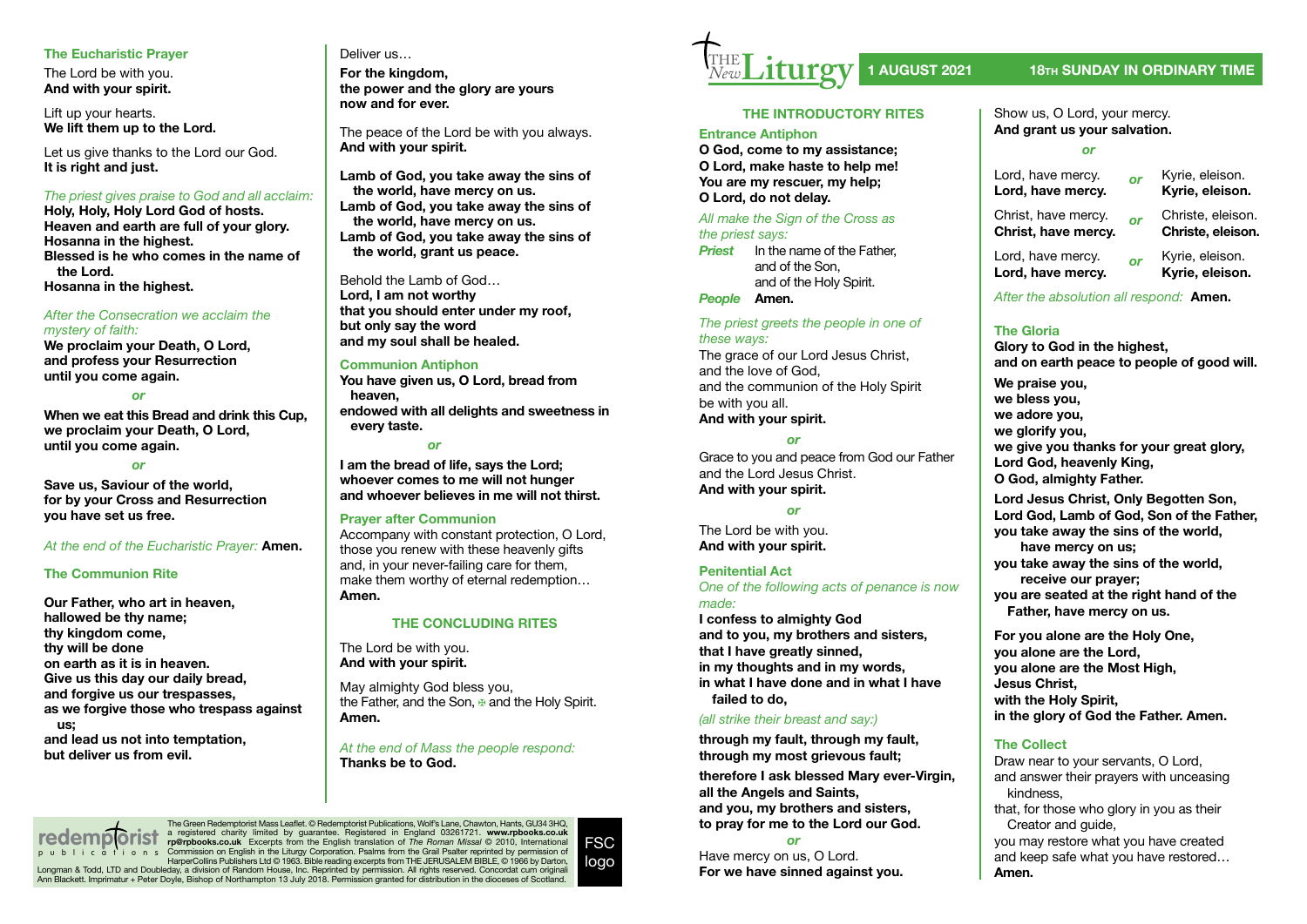# THE New Liturgy

**1 AUGUST 2021** — **18TH SUNDAY IN ORDINARY TIME**

## THE INTRODUCTORY RITES

### Entrance Antiphon

**O God, come to my assistance;**
**O Lord, make haste to help me!**
**You are my rescuer, my help;**
**O Lord, do not delay.**

*All make the Sign of the Cross as the priest says:*

***Priest*** In the name of the Father, and of the Son, and of the Holy Spirit.
***People*** **Amen.**

*The priest greets the people in one of these ways:*

The grace of our Lord Jesus Christ, and the love of God, and the communion of the Holy Spirit be with you all.
**And with your spirit.**

*or*

Grace to you and peace from God our Father and the Lord Jesus Christ.
**And with your spirit.**

*or*

The Lord be with you.
**And with your spirit.**

### Penitential Act

*One of the following acts of penance is now made:*

**I confess to almighty God**
**and to you, my brothers and sisters,**
**that I have greatly sinned,**
**in my thoughts and in my words,**
**in what I have done and in what I have failed to do,**

*(all strike their breast and say:)*

**through my fault, through my fault,**
**through my most grievous fault;**

**therefore I ask blessed Mary ever-Virgin,**
**all the Angels and Saints,**
**and you, my brothers and sisters,**
**to pray for me to the Lord our God.**

*or*

Have mercy on us, O Lord.
**For we have sinned against you.**

Show us, O Lord, your mercy.
**And grant us your salvation.**

*or*

| | | |
|---|---|---|
| Lord, have mercy.<br>**Lord, have mercy.** | *or* | Kyrie, eleison.<br>**Kyrie, eleison.** |
| Christ, have mercy.<br>**Christ, have mercy.** | *or* | Christe, eleison.<br>**Christe, eleison.** |
| Lord, have mercy.<br>**Lord, have mercy.** | *or* | Kyrie, eleison.<br>**Kyrie, eleison.** |

*After the absolution all respond:* **Amen.**

### The Gloria

**Glory to God in the highest,**
**and on earth peace to people of good will.**

**We praise you,**
**we bless you,**
**we adore you,**
**we glorify you,**
**we give you thanks for your great glory,**
**Lord God, heavenly King,**
**O God, almighty Father.**

**Lord Jesus Christ, Only Begotten Son,**
**Lord God, Lamb of God, Son of the Father,**
**you take away the sins of the world,**
**have mercy on us;**
**you take away the sins of the world,**
**receive our prayer;**
**you are seated at the right hand of the Father, have mercy on us.**

**For you alone are the Holy One,**
**you alone are the Lord,**
**you alone are the Most High,**
**Jesus Christ,**
**with the Holy Spirit,**
**in the glory of God the Father. Amen.**

### The Collect

Draw near to your servants, O Lord,
and answer their prayers with unceasing kindness,
that, for those who glory in you as their Creator and guide,
you may restore what you have created
and keep safe what you have restored…
**Amen.**

### The Eucharistic Prayer

The Lord be with you.
**And with your spirit.**

Lift up your hearts.
**We lift them up to the Lord.**

Let us give thanks to the Lord our God.
**It is right and just.**

*The priest gives praise to God and all acclaim:*

**Holy, Holy, Holy Lord God of hosts.**
**Heaven and earth are full of your glory.**
**Hosanna in the highest.**
**Blessed is he who comes in the name of the Lord.**
**Hosanna in the highest.**

*After the Consecration we acclaim the mystery of faith:*

**We proclaim your Death, O Lord,**
**and profess your Resurrection**
**until you come again.**

*or*

**When we eat this Bread and drink this Cup,**
**we proclaim your Death, O Lord,**
**until you come again.**

*or*

**Save us, Saviour of the world,**
**for by your Cross and Resurrection**
**you have set us free.**

*At the end of the Eucharistic Prayer:* **Amen.**

### The Communion Rite

**Our Father, who art in heaven,**
**hallowed be thy name;**
**thy kingdom come,**
**thy will be done**
**on earth as it is in heaven.**
**Give us this day our daily bread,**
**and forgive us our trespasses,**
**as we forgive those who trespass against us;**
**and lead us not into temptation,**
**but deliver us from evil.**

Deliver us…
**For the kingdom,**
**the power and the glory are yours**
**now and for ever.**

The peace of the Lord be with you always.
**And with your spirit.**

**Lamb of God, you take away the sins of the world, have mercy on us.**
**Lamb of God, you take away the sins of the world, have mercy on us.**
**Lamb of God, you take away the sins of the world, grant us peace.**

Behold the Lamb of God…
**Lord, I am not worthy**
**that you should enter under my roof,**
**but only say the word**
**and my soul shall be healed.**

### Communion Antiphon

**You have given us, O Lord, bread from heaven,**
**endowed with all delights and sweetness in every taste.**

*or*

**I am the bread of life, says the Lord;**
**whoever comes to me will not hunger**
**and whoever believes in me will not thirst.**

### Prayer after Communion

Accompany with constant protection, O Lord,
those you renew with these heavenly gifts
and, in your never-failing care for them,
make them worthy of eternal redemption…
**Amen.**

## THE CONCLUDING RITES

The Lord be with you.
**And with your spirit.**

May almighty God bless you,
the Father, and the Son, ✠ and the Holy Spirit.
**Amen.**

*At the end of Mass the people respond:*
**Thanks be to God.**

---

redemptorist publications

The Green Redemptorist Mass Leaflet. © Redemptorist Publications, Wolf's Lane, Chawton, Hants, GU34 3HQ, a registered charity limited by guarantee. Registered in England 03261721. **www.rpbooks.co.uk rp@rpbooks.co.uk** Excerpts from the English translation of *The Roman Missal* © 2010, International Commission on English in the Liturgy Corporation. Psalms from the Grail Psalter reprinted by permission of HarperCollins Publishers Ltd © 1963. Bible reading excerpts from THE JERUSALEM BIBLE, © 1966 by Darton, Longman & Todd, LTD and Doubleday, a division of Random House, Inc. Reprinted by permission. All rights reserved. Concordat cum originali Ann Blackett. Imprimatur + Peter Doyle, Bishop of Northampton 13 July 2018. Permission granted for distribution in the dioceses of Scotland.

FSC logo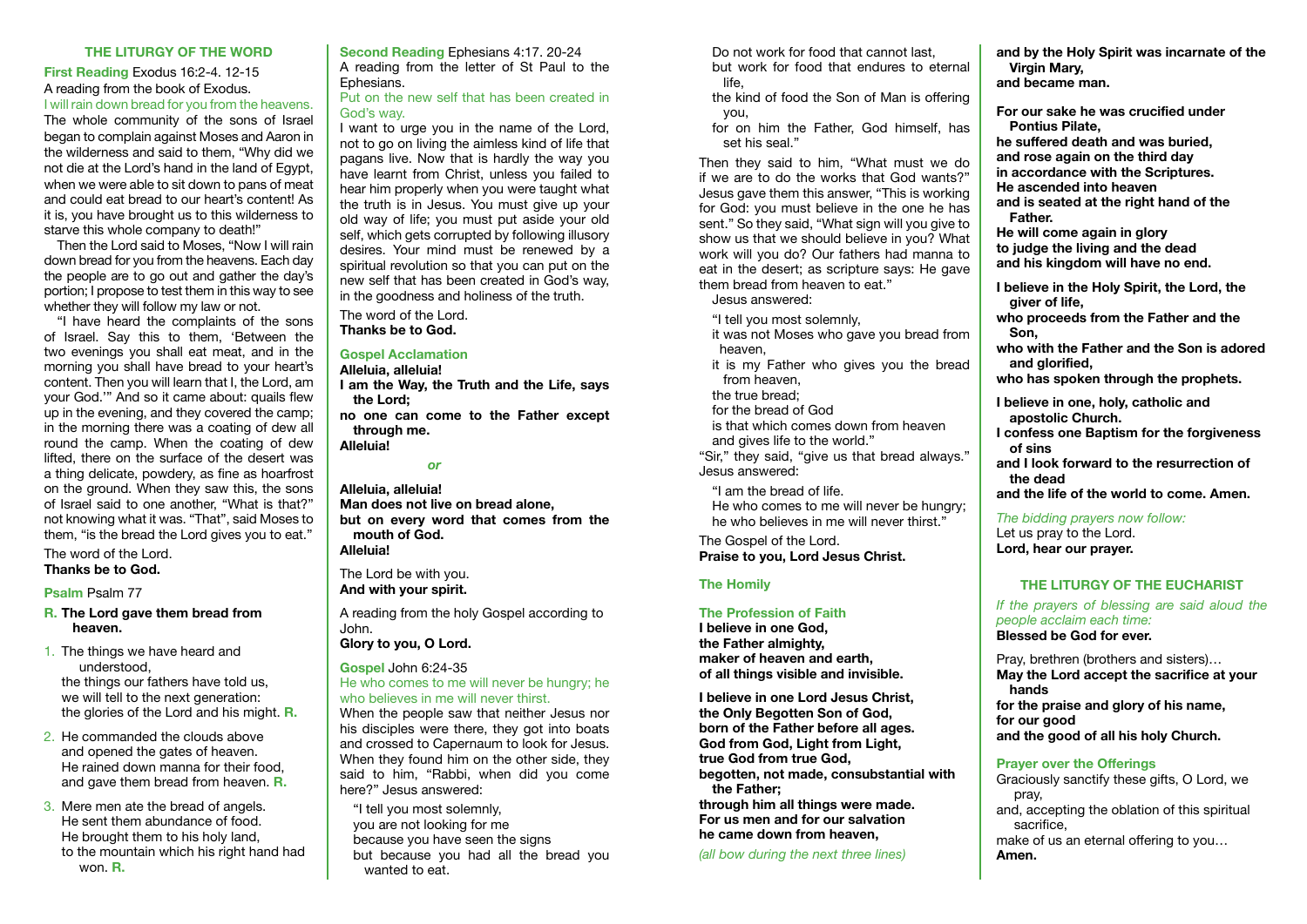### THE LITURGY OF THE WORD

**First Reading** Exodus 16:2-4. 12-15

A reading from the book of Exodus.

*I will rain down bread for you from the heavens.*

The whole community of the sons of Israel began to complain against Moses and Aaron in the wilderness and said to them, "Why did we not die at the Lord's hand in the land of Egypt, when we were able to sit down to pans of meat and could eat bread to our heart's content! As it is, you have brought us to this wilderness to starve this whole company to death!"

Then the Lord said to Moses, "Now I will rain down bread for you from the heavens. Each day the people are to go out and gather the day's portion; I propose to test them in this way to see whether they will follow my law or not.

"I have heard the complaints of the sons of Israel. Say this to them, 'Between the two evenings you shall eat meat, and in the morning you shall have bread to your heart's content. Then you will learn that I, the Lord, am your God.'" And so it came about: quails flew up in the evening, and they covered the camp; in the morning there was a coating of dew all round the camp. When the coating of dew lifted, there on the surface of the desert was a thing delicate, powdery, as fine as hoarfrost on the ground. When they saw this, the sons of Israel said to one another, "What is that?" not knowing what it was. "That", said Moses to them, "is the bread the Lord gives you to eat."

The word of the Lord.
**Thanks be to God.**

**Psalm** Psalm 77

**R. The Lord gave them bread from heaven.**

1. The things we have heard and understood,
   the things our fathers have told us,
   we will tell to the next generation:
   the glories of the Lord and his might. **R.**
2. He commanded the clouds above
   and opened the gates of heaven.
   He rained down manna for their food,
   and gave them bread from heaven. **R.**
3. Mere men ate the bread of angels.
   He sent them abundance of food.
   He brought them to his holy land,
   to the mountain which his right hand had won. **R.**

**Second Reading** Ephesians 4:17. 20-24

A reading from the letter of St Paul to the Ephesians.

*Put on the new self that has been created in God's way.*

I want to urge you in the name of the Lord, not to go on living the aimless kind of life that pagans live. Now that is hardly the way you have learnt from Christ, unless you failed to hear him properly when you were taught what the truth is in Jesus. You must give up your old way of life; you must put aside your old self, which gets corrupted by following illusory desires. Your mind must be renewed by a spiritual revolution so that you can put on the new self that has been created in God's way, in the goodness and holiness of the truth.

The word of the Lord.
**Thanks be to God.**

**Gospel Acclamation**

**Alleluia, alleluia!**
**I am the Way, the Truth and the Life, says the Lord;**
**no one can come to the Father except through me.**
**Alleluia!**

*or*

**Alleluia, alleluia!**
**Man does not live on bread alone,**
**but on every word that comes from the mouth of God.**
**Alleluia!**

The Lord be with you.
**And with your spirit.**

A reading from the holy Gospel according to John.
**Glory to you, O Lord.**

**Gospel** John 6:24-35

*He who comes to me will never be hungry; he who believes in me will never thirst.*

When the people saw that neither Jesus nor his disciples were there, they got into boats and crossed to Capernaum to look for Jesus. When they found him on the other side, they said to him, "Rabbi, when did you come here?" Jesus answered:

"I tell you most solemnly,
you are not looking for me
because you have seen the signs
but because you had all the bread you wanted to eat.
Do not work for food that cannot last,
but work for food that endures to eternal life,
the kind of food the Son of Man is offering you,
for on him the Father, God himself, has set his seal."

Then they said to him, "What must we do if we are to do the works that God wants?" Jesus gave them this answer, "This is working for God: you must believe in the one he has sent." So they said, "What sign will you give to show us that we should believe in you? What work will you do? Our fathers had manna to eat in the desert; as scripture says: He gave them bread from heaven to eat."

Jesus answered:

"I tell you most solemnly,
it was not Moses who gave you bread from heaven,
it is my Father who gives you the bread from heaven,
the true bread;
for the bread of God
is that which comes down from heaven
and gives life to the world."

"Sir," they said, "give us that bread always." Jesus answered:

"I am the bread of life.
He who comes to me will never be hungry;
he who believes in me will never thirst."

The Gospel of the Lord.
**Praise to you, Lord Jesus Christ.**

**The Homily**

**The Profession of Faith**

**I believe in one God,**
**the Father almighty,**
**maker of heaven and earth,**
**of all things visible and invisible.**

**I believe in one Lord Jesus Christ,**
**the Only Begotten Son of God,**
**born of the Father before all ages.**
**God from God, Light from Light,**
**true God from true God,**
**begotten, not made, consubstantial with the Father;**
**through him all things were made.**
**For us men and for our salvation**
**he came down from heaven,**

*(all bow during the next three lines)*

**and by the Holy Spirit was incarnate of the Virgin Mary,**
**and became man.**

**For our sake he was crucified under Pontius Pilate,**
**he suffered death and was buried,**
**and rose again on the third day**
**in accordance with the Scriptures.**
**He ascended into heaven**
**and is seated at the right hand of the Father.**
**He will come again in glory**
**to judge the living and the dead**
**and his kingdom will have no end.**

**I believe in the Holy Spirit, the Lord, the giver of life,**
**who proceeds from the Father and the Son,**
**who with the Father and the Son is adored and glorified,**
**who has spoken through the prophets.**

**I believe in one, holy, catholic and apostolic Church.**
**I confess one Baptism for the forgiveness of sins**
**and I look forward to the resurrection of the dead**
**and the life of the world to come. Amen.**

*The bidding prayers now follow:*
Let us pray to the Lord.
**Lord, hear our prayer.**

### THE LITURGY OF THE EUCHARIST

*If the prayers of blessing are said aloud the people acclaim each time:*
**Blessed be God for ever.**

Pray, brethren (brothers and sisters)…
**May the Lord accept the sacrifice at your hands**
**for the praise and glory of his name,**
**for our good**
**and the good of all his holy Church.**

**Prayer over the Offerings**

Graciously sanctify these gifts, O Lord, we pray,
and, accepting the oblation of this spiritual sacrifice,
make of us an eternal offering to you…
**Amen.**